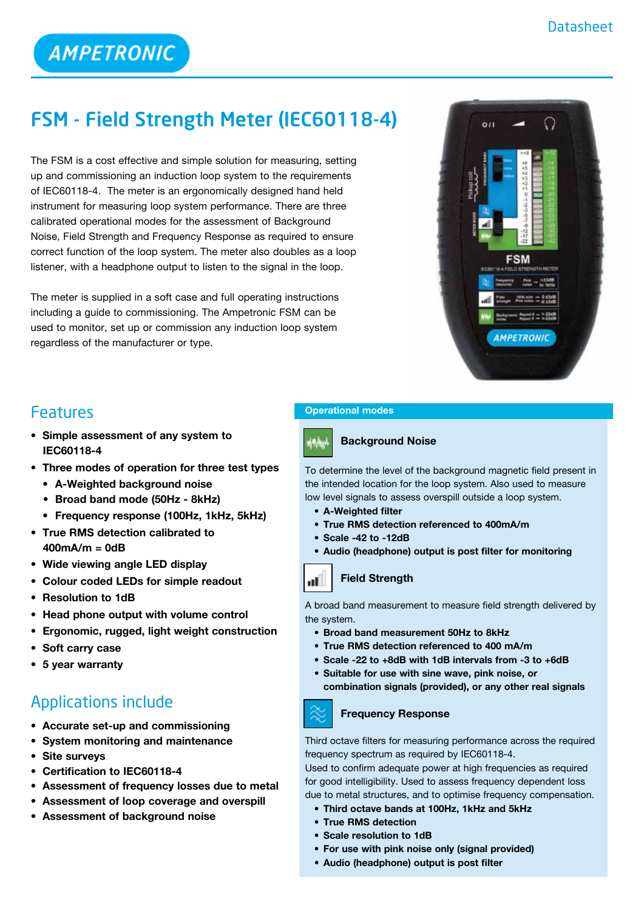Datasheet

AMPETRONIC

# FSM - Field Strength Meter (IEC60118-4)

The FSM is a cost effective and simple solution for measuring, setting up and commissioning an induction loop system to the requirements of IEC60118-4. The meter is an ergonomically designed hand held instrument for measuring loop system performance. There are three calibrated operational modes for the assessment of Background Noise, Field Strength and Frequency Response as required to ensure correct function of the loop system. The meter also doubles as a loop listener, with a headphone output to listen to the signal in the loop.

The meter is supplied in a soft case and full operating instructions including a guide to commissioning. The Ampetronic FSM can be used to monitor, set up or commission any induction loop system regardless of the manufacturer or type.

## Features

- **Simple assessment of any system to IEC60118-4**
- **Three modes of operation for three test types**
  - **A-Weighted background noise**
  - **Broad band mode (50Hz - 8kHz)**
  - **Frequency response (100Hz, 1kHz, 5kHz)**
- **True RMS detection calibrated to 400mA/m = 0dB**
- **Wide viewing angle LED display**
- **Colour coded LEDs for simple readout**
- **Resolution to 1dB**
- **Head phone output with volume control**
- **Ergonomic, rugged, light weight construction**
- **Soft carry case**
- **5 year warranty**

## Applications include

- **Accurate set-up and commissioning**
- **System monitoring and maintenance**
- **Site surveys**
- **Certification to IEC60118-4**
- **Assessment of frequency losses due to metal**
- **Assessment of loop coverage and overspill**
- **Assessment of background noise**

## Operational modes

### Background Noise

To determine the level of the background magnetic field present in the intended location for the loop system. Also used to measure low level signals to assess overspill outside a loop system.

- **A-Weighted filter**
- **True RMS detection referenced to 400mA/m**
- **Scale -42 to -12dB**
- **Audio (headphone) output is post filter for monitoring**

### Field Strength

A broad band measurement to measure field strength delivered by the system.

- **Broad band measurement 50Hz to 8kHz**
- **True RMS detection referenced to 400 mA/m**
- **Scale -22 to +8dB with 1dB intervals from -3 to +6dB**
- **Suitable for use with sine wave, pink noise, or combination signals (provided), or any other real signals**

### Frequency Response

Third octave filters for measuring performance across the required frequency spectrum as required by IEC60118-4.
Used to confirm adequate power at high frequencies as required for good intelligibility. Used to assess frequency dependent loss due to metal structures, and to optimise frequency compensation.

- **Third octave bands at 100Hz, 1kHz and 5kHz**
- **True RMS detection**
- **Scale resolution to 1dB**
- **For use with pink noise only (signal provided)**
- **Audio (headphone) output is post filter**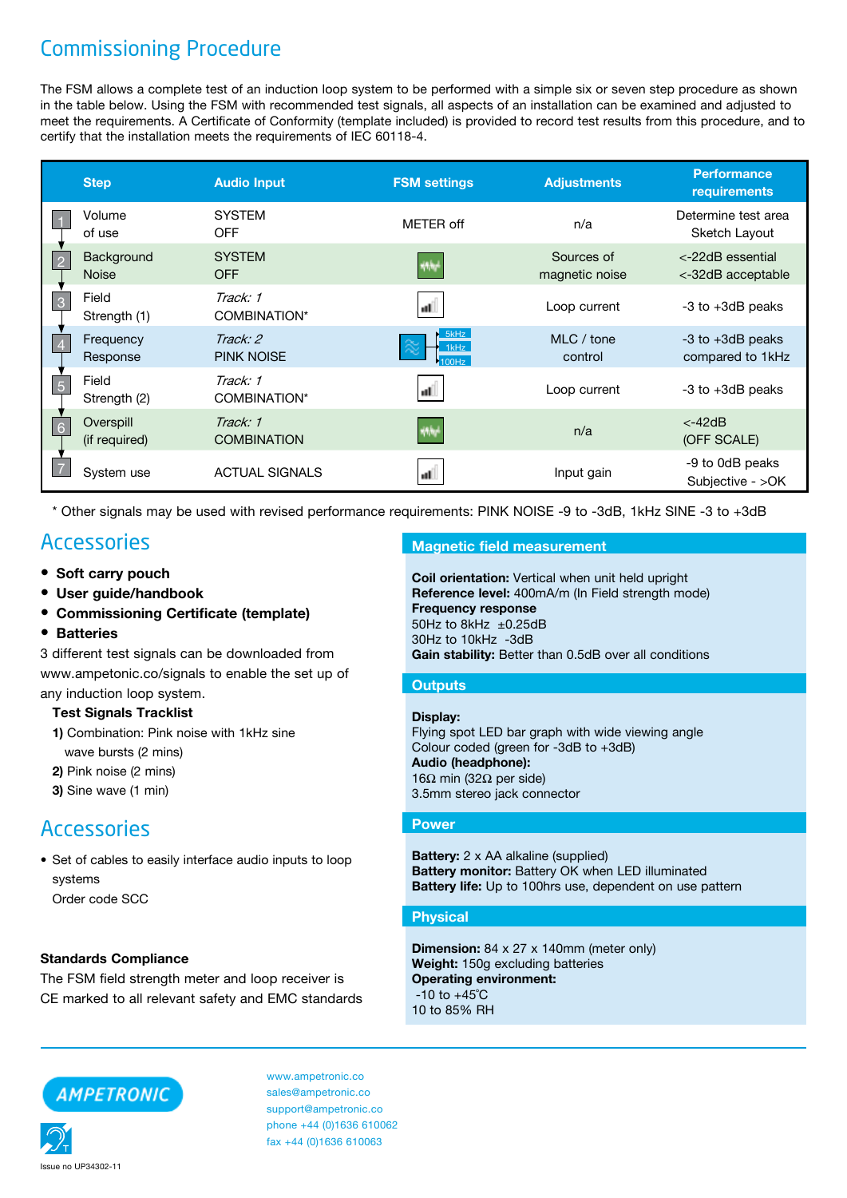# Commissioning Procedure

The FSM allows a complete test of an induction loop system to be performed with a simple six or seven step procedure as shown in the table below. Using the FSM with recommended test signals, all aspects of an installation can be examined and adjusted to meet the requirements. A Certificate of Conformity (template included) is provided to record test results from this procedure, and to certify that the installation meets the requirements of IEC 60118-4.

| | Step | Audio Input | FSM settings | Adjustments | Performance requirements |
|---|---|---|---|---|---|
| 1 | Volume of use | SYSTEM OFF | METER off | n/a | Determine test area Sketch Layout |
| 2 | Background Noise | SYSTEM OFF | | Sources of magnetic noise | <-22dB essential <-32dB acceptable |
| 3 | Field Strength (1) | *Track: 1* COMBINATION* | | Loop current | -3 to +3dB peaks |
| 4 | Frequency Response | *Track: 2* PINK NOISE | 5kHz 1kHz 100Hz | MLC / tone control | -3 to +3dB peaks compared to 1kHz |
| 5 | Field Strength (2) | *Track: 1* COMBINATION* | | Loop current | -3 to +3dB peaks |
| 6 | Overspill (if required) | *Track: 1* COMBINATION | | n/a | <-42dB (OFF SCALE) |
| 7 | System use | ACTUAL SIGNALS | | Input gain | -9 to 0dB peaks Subjective - >OK |

* Other signals may be used with revised performance requirements: PINK NOISE -9 to -3dB, 1kHz SINE -3 to +3dB

## Accessories

- **Soft carry pouch**
- **User guide/handbook**
- **Commissioning Certificate (template)**
- **Batteries**

3 different test signals can be downloaded from www.ampetonic.co/signals to enable the set up of any induction loop system.

**Test Signals Tracklist**

**1)** Combination: Pink noise with 1kHz sine wave bursts (2 mins)
**2)** Pink noise (2 mins)
**3)** Sine wave (1 min)

## Accessories

- Set of cables to easily interface audio inputs to loop systems
  Order code SCC

**Standards Compliance**

The FSM field strength meter and loop receiver is CE marked to all relevant safety and EMC standards

### Magnetic field measurement

**Coil orientation:** Vertical when unit held upright
**Reference level:** 400mA/m (In Field strength mode)
**Frequency response**
50Hz to 8kHz ±0.25dB
30Hz to 10kHz -3dB
**Gain stability:** Better than 0.5dB over all conditions

### Outputs

**Display:**
Flying spot LED bar graph with wide viewing angle
Colour coded (green for -3dB to +3dB)
**Audio (headphone):**
16Ω min (32Ω per side)
3.5mm stereo jack connector

### Power

**Battery:** 2 x AA alkaline (supplied)
**Battery monitor:** Battery OK when LED illuminated
**Battery life:** Up to 100hrs use, dependent on use pattern

### Physical

**Dimension:** 84 x 27 x 140mm (meter only)
**Weight:** 150g excluding batteries
**Operating environment:**
-10 to +45°C
10 to 85% RH

AMPETRONIC

www.ampetronic.co
sales@ampetronic.co
support@ampetronic.co
phone +44 (0)1636 610062
fax +44 (0)1636 610063

Issue no UP34302-11